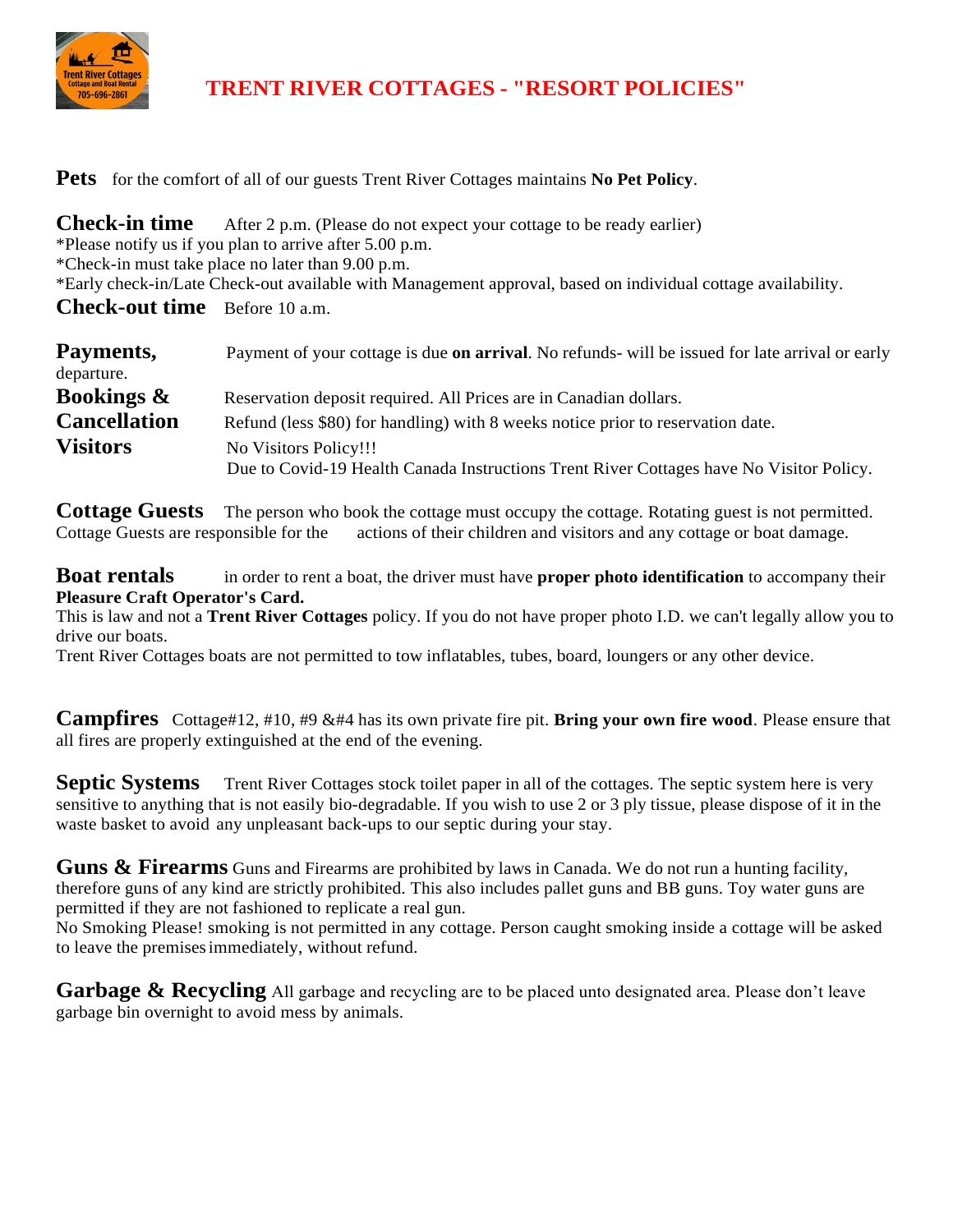# TRENT RIVER COTTAGES - "RESORT POLICIES"

**Pets** for the comfort of all of our guests Trent River Cottages maintains **No Pet Policy**.

**Check-in time** After 2 p.m. (Please do not expect your cottage to be ready earlier)
*Please notify us if you plan to arrive after 5.00 p.m.
*Check-in must take place no later than 9.00 p.m.
*Early check-in/Late Check-out available with Management approval, based on individual cottage availability.

**Check-out time** Before 10 a.m.

**Payments,** Payment of your cottage is due **on arrival**. No refunds- will be issued for late arrival or early departure.

**Bookings &** Reservation deposit required. All Prices are in Canadian dollars.

**Cancellation** Refund (less $80) for handling) with 8 weeks notice prior to reservation date.

**Visitors** No Visitors Policy!!!
Due to Covid-19 Health Canada Instructions Trent River Cottages have No Visitor Policy.

**Cottage Guests** The person who book the cottage must occupy the cottage. Rotating guest is not permitted. Cottage Guests are responsible for the actions of their children and visitors and any cottage or boat damage.

**Boat rentals** in order to rent a boat, the driver must have **proper photo identification** to accompany their **Pleasure Craft Operator's Card.**
This is law and not a **Trent River Cottages** policy. If you do not have proper photo I.D. we can't legally allow you to drive our boats.
Trent River Cottages boats are not permitted to tow inflatables, tubes, board, loungers or any other device.

**Campfires** Cottage#12, #10, #9 &#4 has its own private fire pit. **Bring your own fire wood**. Please ensure that all fires are properly extinguished at the end of the evening.

**Septic Systems** Trent River Cottages stock toilet paper in all of the cottages. The septic system here is very sensitive to anything that is not easily bio-degradable. If you wish to use 2 or 3 ply tissue, please dispose of it in the waste basket to avoid any unpleasant back-ups to our septic during your stay.

**Guns & Firearms** Guns and Firearms are prohibited by laws in Canada. We do not run a hunting facility, therefore guns of any kind are strictly prohibited. This also includes pallet guns and BB guns. Toy water guns are permitted if they are not fashioned to replicate a real gun.
No Smoking Please! smoking is not permitted in any cottage. Person caught smoking inside a cottage will be asked to leave the premises immediately, without refund.

**Garbage & Recycling** All garbage and recycling are to be placed unto designated area. Please don't leave garbage bin overnight to avoid mess by animals.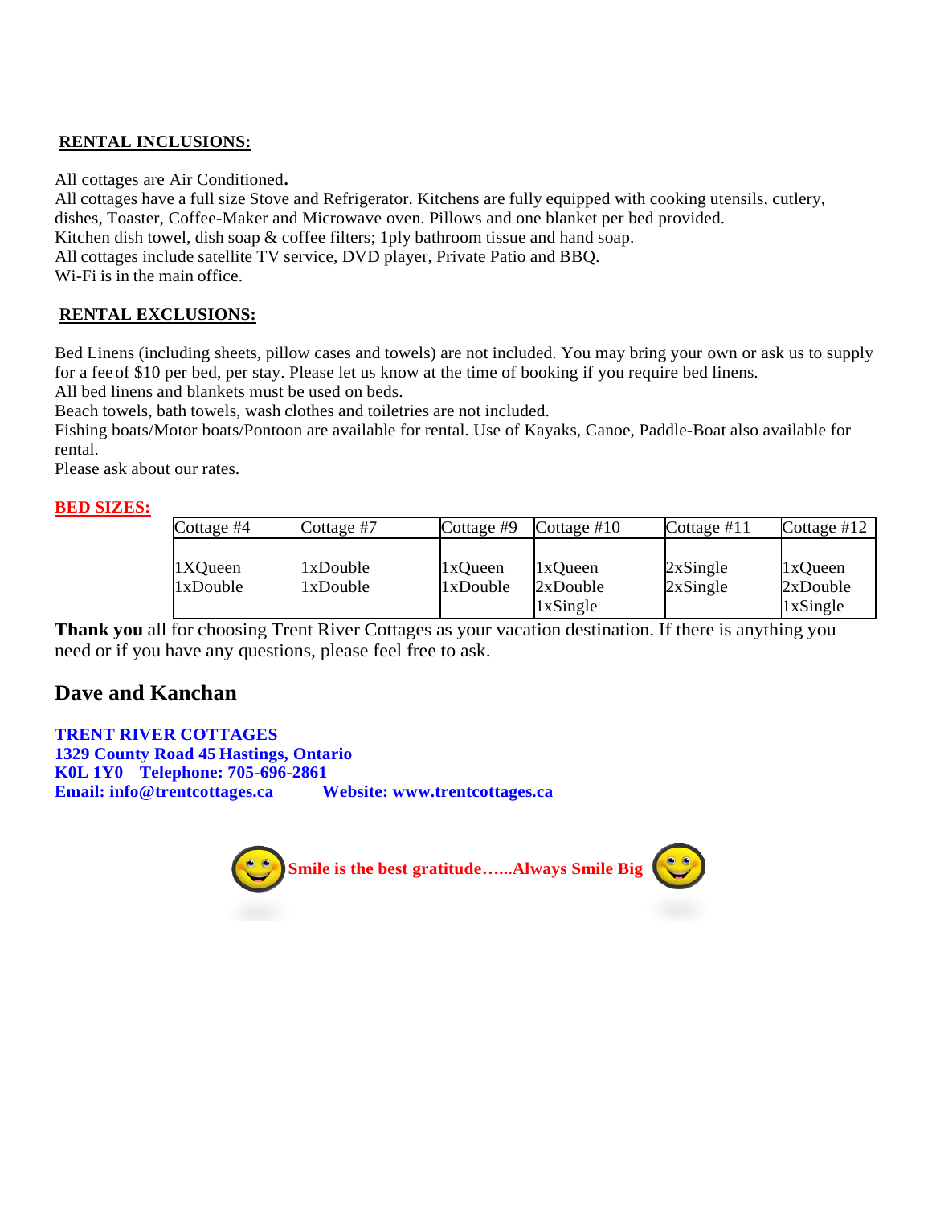**RENTAL INCLUSIONS:**

All cottages are Air Conditioned**.**
All cottages have a full size Stove and Refrigerator. Kitchens are fully equipped with cooking utensils, cutlery, dishes, Toaster, Coffee-Maker and Microwave oven. Pillows and one blanket per bed provided.
Kitchen dish towel, dish soap & coffee filters; 1ply bathroom tissue and hand soap.
All cottages include satellite TV service, DVD player, Private Patio and BBQ.
Wi-Fi is in the main office.

**RENTAL EXCLUSIONS:**

Bed Linens (including sheets, pillow cases and towels) are not included. You may bring your own or ask us to supply for a fee of $10 per bed, per stay. Please let us know at the time of booking if you require bed linens.
All bed linens and blankets must be used on beds.
Beach towels, bath towels, wash clothes and toiletries are not included.
Fishing boats/Motor boats/Pontoon are available for rental. Use of Kayaks, Canoe, Paddle-Boat also available for rental.
Please ask about our rates.

**BED SIZES:**

| Cottage #4 | Cottage #7 | Cottage #9 | Cottage #10 | Cottage #11 | Cottage #12 |
|---|---|---|---|---|---|
| 1XQueen<br>1xDouble | 1xDouble<br>1xDouble | 1xQueen<br>1xDouble | 1xQueen<br>2xDouble<br>1xSingle | 2xSingle<br>2xSingle | 1xQueen<br>2xDouble<br>1xSingle |

**Thank you** all for choosing Trent River Cottages as your vacation destination. If there is anything you need or if you have any questions, please feel free to ask.

**Dave and Kanchan**

**TRENT RIVER COTTAGES**
**1329 County Road 45 Hastings, Ontario**
**K0L 1Y0 Telephone: 705-696-2861**
**Email: info@trentcottages.ca Website: www.trentcottages.ca**

**Smile is the best gratitude…...Always Smile Big**